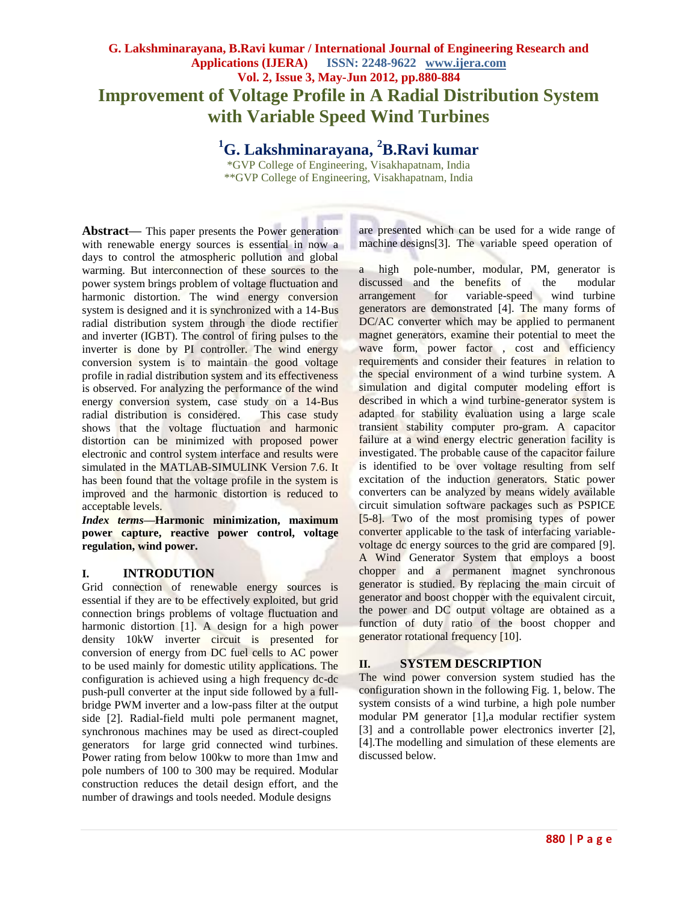# Improvement of Voltage Profile in A Radial Distribution System with Variable Speed Wind Turbines

**[1]G. Lakshminarayana, [2]B.Ravi kumar**

*GVP College of Engineering, Visakhapatnam, India
**GVP College of Engineering, Visakhapatnam, India

**Abstract—** This paper presents the Power generation with renewable energy sources is essential in now a days to control the atmospheric pollution and global warming. But interconnection of these sources to the power system brings problem of voltage fluctuation and harmonic distortion. The wind energy conversion system is designed and it is synchronized with a 14-Bus radial distribution system through the diode rectifier and inverter (IGBT). The control of firing pulses to the inverter is done by PI controller. The wind energy conversion system is to maintain the good voltage profile in radial distribution system and its effectiveness is observed. For analyzing the performance of the wind energy conversion system, case study on a 14-Bus radial distribution is considered. This case study shows that the voltage fluctuation and harmonic distortion can be minimized with proposed power electronic and control system interface and results were simulated in the MATLAB-SIMULINK Version 7.6. It has been found that the voltage profile in the system is improved and the harmonic distortion is reduced to acceptable levels.

***Index terms*—Harmonic minimization, maximum power capture, reactive power control, voltage regulation, wind power.**

## I. INTRODUCTION

Grid connection of renewable energy sources is essential if they are to be effectively exploited, but grid connection brings problems of voltage fluctuation and harmonic distortion [1]. A design for a high power density 10kW inverter circuit is presented for conversion of energy from DC fuel cells to AC power to be used mainly for domestic utility applications. The configuration is achieved using a high frequency dc-dc push-pull converter at the input side followed by a full-bridge PWM inverter and a low-pass filter at the output side [2]. Radial-field multi pole permanent magnet, synchronous machines may be used as direct-coupled generators for large grid connected wind turbines. Power rating from below 100kw to more than 1mw and pole numbers of 100 to 300 may be required. Modular construction reduces the detail design effort, and the number of drawings and tools needed. Module designs are presented which can be used for a wide range of machine designs[3]. The variable speed operation of a high pole-number, modular, PM, generator is discussed and the benefits of the modular arrangement for variable-speed wind turbine generators are demonstrated [4]. The many forms of DC/AC converter which may be applied to permanent magnet generators, examine their potential to meet the wave form, power factor , cost and efficiency requirements and consider their features in relation to the special environment of a wind turbine system. A simulation and digital computer modeling effort is described in which a wind turbine-generator system is adapted for stability evaluation using a large scale transient stability computer pro-gram. A capacitor failure at a wind energy electric generation facility is investigated. The probable cause of the capacitor failure is identified to be over voltage resulting from self excitation of the induction generators. Static power converters can be analyzed by means widely available circuit simulation software packages such as PSPICE [5-8]. Two of the most promising types of power converter applicable to the task of interfacing variable-voltage dc energy sources to the grid are compared [9]. A Wind Generator System that employs a boost chopper and a permanent magnet synchronous generator is studied. By replacing the main circuit of generator and boost chopper with the equivalent circuit, the power and DC output voltage are obtained as a function of duty ratio of the boost chopper and generator rotational frequency [10].

## II. SYSTEM DESCRIPTION

The wind power conversion system studied has the configuration shown in the following Fig. 1, below. The system consists of a wind turbine, a high pole number modular PM generator [1],a modular rectifier system [3] and a controllable power electronics inverter [2], [4].The modelling and simulation of these elements are discussed below.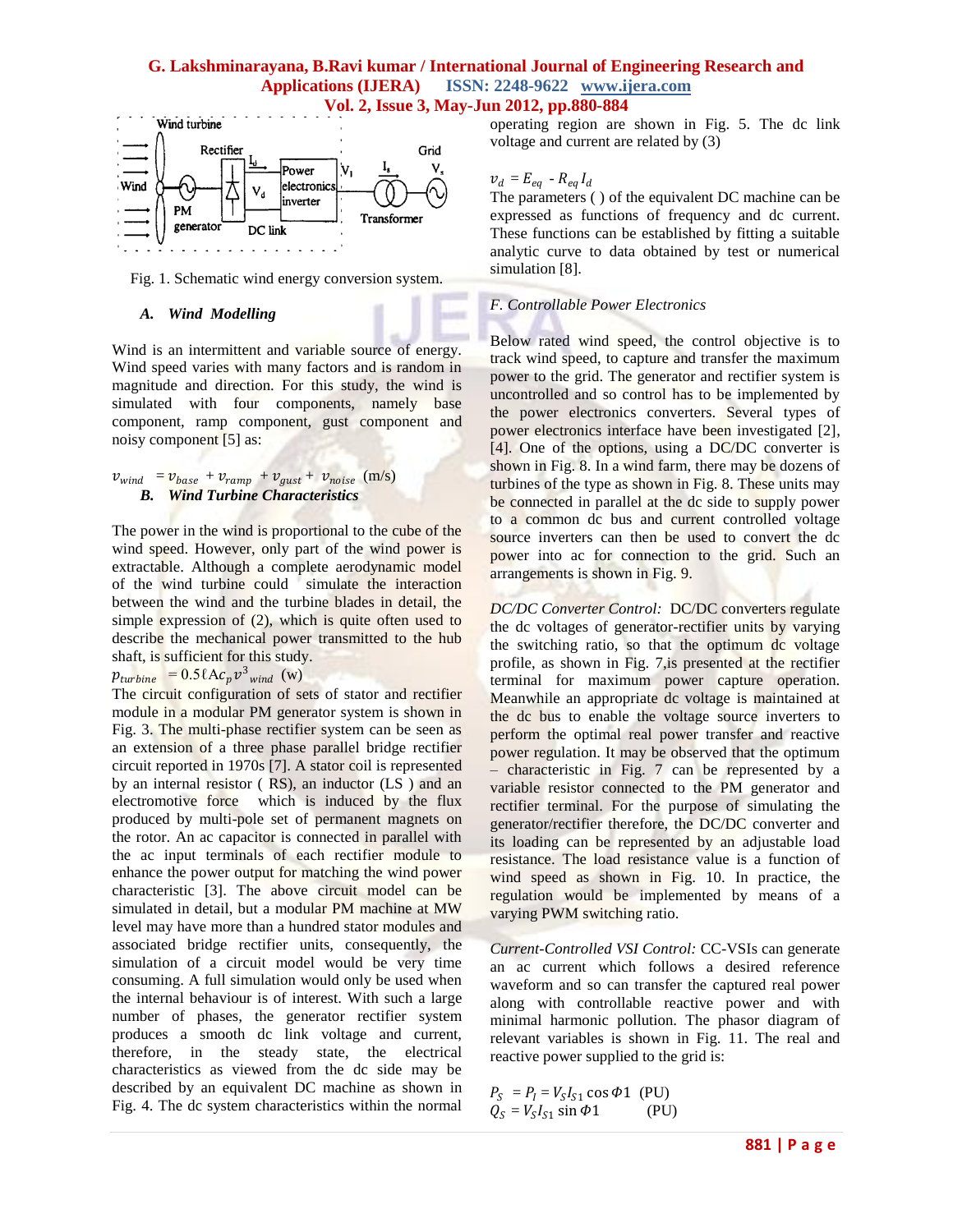Fig. 1. Schematic wind energy conversion system.

### *A. Wind Modelling*

Wind is an intermittent and variable source of energy. Wind speed varies with many factors and is random in magnitude and direction. For this study, the wind is simulated with four components, namely base component, ramp component, gust component and noisy component [5] as:

$$v_{wind} = v_{base} + v_{ramp} + v_{gust} + v_{noise} \text{ (m/s)}$$

### *B. Wind Turbine Characteristics*

The power in the wind is proportional to the cube of the wind speed. However, only part of the wind power is extractable. Although a complete aerodynamic model of the wind turbine could simulate the interaction between the wind and the turbine blades in detail, the simple expression of (2), which is quite often used to describe the mechanical power transmitted to the hub shaft, is sufficient for this study.

$$p_{turbine} = 0.5\ell A c_p v^3{}_{wind} \text{ (w)}$$

The circuit configuration of sets of stator and rectifier module in a modular PM generator system is shown in Fig. 3. The multi-phase rectifier system can be seen as an extension of a three phase parallel bridge rectifier circuit reported in 1970s [7]. A stator coil is represented by an internal resistor ( RS), an inductor (LS ) and an electromotive force which is induced by the flux produced by multi-pole set of permanent magnets on the rotor. An ac capacitor is connected in parallel with the ac input terminals of each rectifier module to enhance the power output for matching the wind power characteristic [3]. The above circuit model can be simulated in detail, but a modular PM machine at MW level may have more than a hundred stator modules and associated bridge rectifier units, consequently, the simulation of a circuit model would be very time consuming. A full simulation would only be used when the internal behaviour is of interest. With such a large number of phases, the generator rectifier system produces a smooth dc link voltage and current, therefore, in the steady state, the electrical characteristics as viewed from the dc side may be described by an equivalent DC machine as shown in Fig. 4. The dc system characteristics within the normal operating region are shown in Fig. 5. The dc link voltage and current are related by (3)

$$v_d = E_{eq} - R_{eq} I_d$$

The parameters ( ) of the equivalent DC machine can be expressed as functions of frequency and dc current. These functions can be established by fitting a suitable analytic curve to data obtained by test or numerical simulation [8].

### *F. Controllable Power Electronics*

Below rated wind speed, the control objective is to track wind speed, to capture and transfer the maximum power to the grid. The generator and rectifier system is uncontrolled and so control has to be implemented by the power electronics converters. Several types of power electronics interface have been investigated [2], [4]. One of the options, using a DC/DC converter is shown in Fig. 8. In a wind farm, there may be dozens of turbines of the type as shown in Fig. 8. These units may be connected in parallel at the dc side to supply power to a common dc bus and current controlled voltage source inverters can then be used to convert the dc power into ac for connection to the grid. Such an arrangements is shown in Fig. 9.

*DC/DC Converter Control:* DC/DC converters regulate the dc voltages of generator-rectifier units by varying the switching ratio, so that the optimum dc voltage profile, as shown in Fig. 7,is presented at the rectifier terminal for maximum power capture operation. Meanwhile an appropriate dc voltage is maintained at the dc bus to enable the voltage source inverters to perform the optimal real power transfer and reactive power regulation. It may be observed that the optimum – characteristic in Fig. 7 can be represented by a variable resistor connected to the PM generator and rectifier terminal. For the purpose of simulating the generator/rectifier therefore, the DC/DC converter and its loading can be represented by an adjustable load resistance. The load resistance value is a function of wind speed as shown in Fig. 10. In practice, the regulation would be implemented by means of a varying PWM switching ratio.

*Current-Controlled VSI Control:* CC-VSIs can generate an ac current which follows a desired reference waveform and so can transfer the captured real power along with controllable reactive power and with minimal harmonic pollution. The phasor diagram of relevant variables is shown in Fig. 11. The real and reactive power supplied to the grid is:

$$P_S = P_I = V_S I_{S1} \cos \Phi 1 \text{ (PU)}$$
$$Q_S = V_S I_{S1} \sin \Phi 1 \text{ (PU)}$$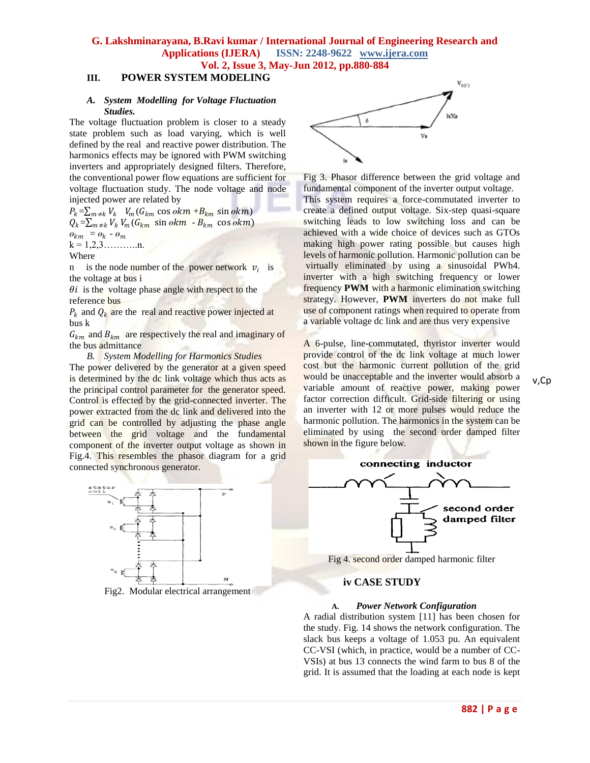## III. POWER SYSTEM MODELING

### A. *System Modelling for Voltage Fluctuation Studies.*

The voltage fluctuation problem is closer to a steady state problem such as load varying, which is well defined by the real and reactive power distribution. The harmonics effects may be ignored with PWM switching inverters and appropriately designed filters. Therefore, the conventional power flow equations are sufficient for voltage fluctuation study. The node voltage and node injected power are related by

$$P_k = \sum_{m \neq k} V_k \; V_m (G_{km} \cos \theta km + B_{km} \sin \theta km)$$

$$Q_k = \sum_{m \neq k} V_k \, V_m (G_{km} \; \sin \theta km \; - B_{km} \; \cos \theta km)$$

$$\theta_{km} \; = \theta_k - \theta_m$$

k = 1,2,3………..n.

Where

n is the node number of the power network $v_i$ is the voltage at bus i

$\theta i$ is the voltage phase angle with respect to the reference bus

$P_k$ and $Q_k$ are the real and reactive power injected at bus k

$G_{km}$ and $B_{km}$ are respectively the real and imaginary of the bus admittance

### B. *System Modelling for Harmonics Studies*

The power delivered by the generator at a given speed is determined by the dc link voltage which thus acts as the principal control parameter for the generator speed. Control is effected by the grid-connected inverter. The power extracted from the dc link and delivered into the grid can be controlled by adjusting the phase angle between the grid voltage and the fundamental component of the inverter output voltage as shown in Fig.4. This resembles the phasor diagram for a grid connected synchronous generator.

Fig2. Modular electrical arrangement

Fig 3. Phasor difference between the grid voltage and fundamental component of the inverter output voltage.

This system requires a force-commutated inverter to create a defined output voltage. Six-step quasi-square switching leads to low switching loss and can be achieved with a wide choice of devices such as GTOs making high power rating possible but causes high levels of harmonic pollution. Harmonic pollution can be virtually eliminated by using a sinusoidal PWh4. inverter with a high switching frequency or lower frequency **PWM** with a harmonic elimination switching strategy. However, **PWM** inverters do not make full use of component ratings when required to operate from a variable voltage dc link and are thus very expensive

A 6-pulse, line-commutated, thyristor inverter would provide control of the dc link voltage at much lower cost but the harmonic current pollution of the grid would be unacceptable and the inverter would absorb a variable amount of reactive power, making power factor correction difficult. Grid-side filtering or using an inverter with 12 or more pulses would reduce the harmonic pollution. The harmonics in the system can be eliminated by using the second order damped filter shown in the figure below.

Fig 4. second order damped harmonic filter

## iv CASE STUDY

### A. *Power Network Configuration*

A radial distribution system [11] has been chosen for the study. Fig. 14 shows the network configuration. The slack bus keeps a voltage of 1.053 pu. An equivalent CC-VSI (which, in practice, would be a number of CC-VSIs) at bus 13 connects the wind farm to bus 8 of the grid. It is assumed that the loading at each node is kept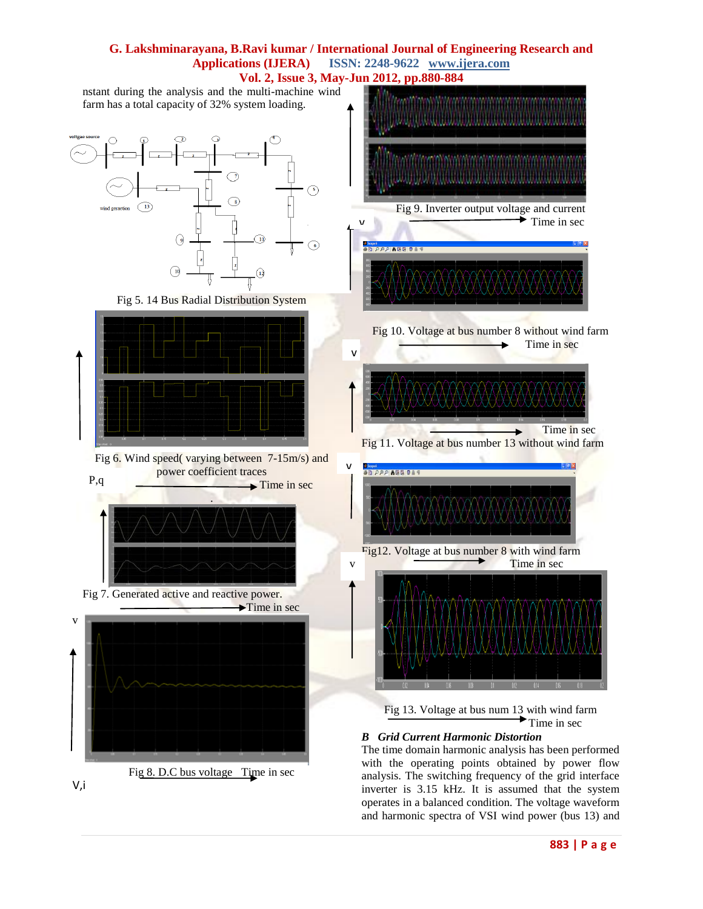nstant during the analysis and the multi-machine wind farm has a total capacity of 32% system loading.

Fig 5. 14 Bus Radial Distribution System

Fig 6. Wind speed( varying between 7-15m/s) and power coefficient traces

Time in sec

Fig 7. Generated active and reactive power.

Time in sec

Fig 8. D.C bus voltage Time in sec

Fig 9. Inverter output voltage and current

Time in sec

Fig 10. Voltage at bus number 8 without wind farm

Time in sec

Time in sec

Fig 11. Voltage at bus number 13 without wind farm

Fig12. Voltage at bus number 8 with wind farm

Time in sec

Fig 13. Voltage at bus num 13 with wind farm

Time in sec

### *B Grid Current Harmonic Distortion*

The time domain harmonic analysis has been performed with the operating points obtained by power flow analysis. The switching frequency of the grid interface inverter is 3.15 kHz. It is assumed that the system operates in a balanced condition. The voltage waveform and harmonic spectra of VSI wind power (bus 13) and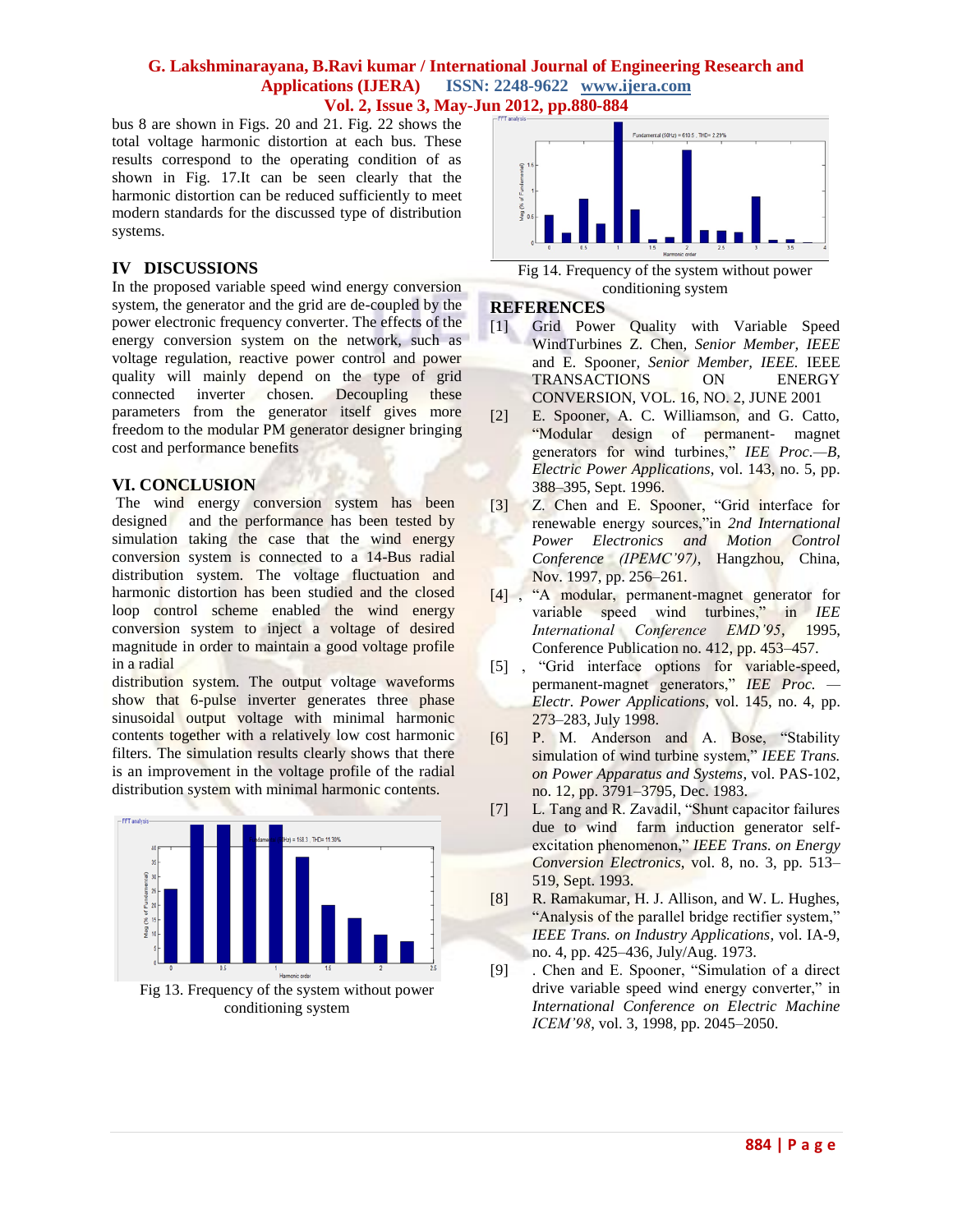bus 8 are shown in Figs. 20 and 21. Fig. 22 shows the total voltage harmonic distortion at each bus. These results correspond to the operating condition of as shown in Fig. 17.It can be seen clearly that the harmonic distortion can be reduced sufficiently to meet modern standards for the discussed type of distribution systems.

## IV DISCUSSIONS

In the proposed variable speed wind energy conversion system, the generator and the grid are de-coupled by the power electronic frequency converter. The effects of the energy conversion system on the network, such as voltage regulation, reactive power control and power quality will mainly depend on the type of grid connected inverter chosen. Decoupling these parameters from the generator itself gives more freedom to the modular PM generator designer bringing cost and performance benefits

## VI. CONCLUSION

The wind energy conversion system has been designed and the performance has been tested by simulation taking the case that the wind energy conversion system is connected to a 14-Bus radial distribution system. The voltage fluctuation and harmonic distortion has been studied and the closed loop control scheme enabled the wind energy conversion system to inject a voltage of desired magnitude in order to maintain a good voltage profile in a radial distribution system. The output voltage waveforms show that 6-pulse inverter generates three phase sinusoidal output voltage with minimal harmonic contents together with a relatively low cost harmonic filters. The simulation results clearly shows that there is an improvement in the voltage profile of the radial distribution system with minimal harmonic contents.

FFT analysis
Fundamental (50Hz) = 158.3 , THD= 11.38%
Mag (% of Fundamental)
Harmonic order

Fig 13. Frequency of the system without power conditioning system

FFT analysis
Fundamental (50Hz) = 610.5 , THD= 2.29%
Mag (% of Fundamental)
Harmonic order

Fig 14. Frequency of the system without power conditioning system

## REFERENCES

[1] Grid Power Quality with Variable Speed WindTurbines Z. Chen, *Senior Member, IEEE* and E. Spooner, *Senior Member, IEEE.* IEEE TRANSACTIONS ON ENERGY CONVERSION, VOL. 16, NO. 2, JUNE 2001

[2] E. Spooner, A. C. Williamson, and G. Catto, "Modular design of permanent- magnet generators for wind turbines," *IEE Proc.—B, Electric Power Applications*, vol. 143, no. 5, pp. 388–395, Sept. 1996.

[3] Z. Chen and E. Spooner, "Grid interface for renewable energy sources,"in *2nd International Power Electronics and Motion Control Conference (IPEMC'97)*, Hangzhou, China, Nov. 1997, pp. 256–261.

[4] , "A modular, permanent-magnet generator for variable speed wind turbines," in *IEE International Conference EMD'95*, 1995, Conference Publication no. 412, pp. 453–457.

[5] , "Grid interface options for variable-speed, permanent-magnet generators," *IEE Proc. —Electr. Power Applications*, vol. 145, no. 4, pp. 273–283, July 1998.

[6] P. M. Anderson and A. Bose, "Stability simulation of wind turbine system," *IEEE Trans. on Power Apparatus and Systems*, vol. PAS-102, no. 12, pp. 3791–3795, Dec. 1983.

[7] L. Tang and R. Zavadil, "Shunt capacitor failures due to wind farm induction generator self-excitation phenomenon," *IEEE Trans. on Energy Conversion Electronics*, vol. 8, no. 3, pp. 513–519, Sept. 1993.

[8] R. Ramakumar, H. J. Allison, and W. L. Hughes, "Analysis of the parallel bridge rectifier system," *IEEE Trans. on Industry Applications*, vol. IA-9, no. 4, pp. 425–436, July/Aug. 1973.

[9] . Chen and E. Spooner, "Simulation of a direct drive variable speed wind energy converter," in *International Conference on Electric Machine ICEM'98*, vol. 3, 1998, pp. 2045–2050.